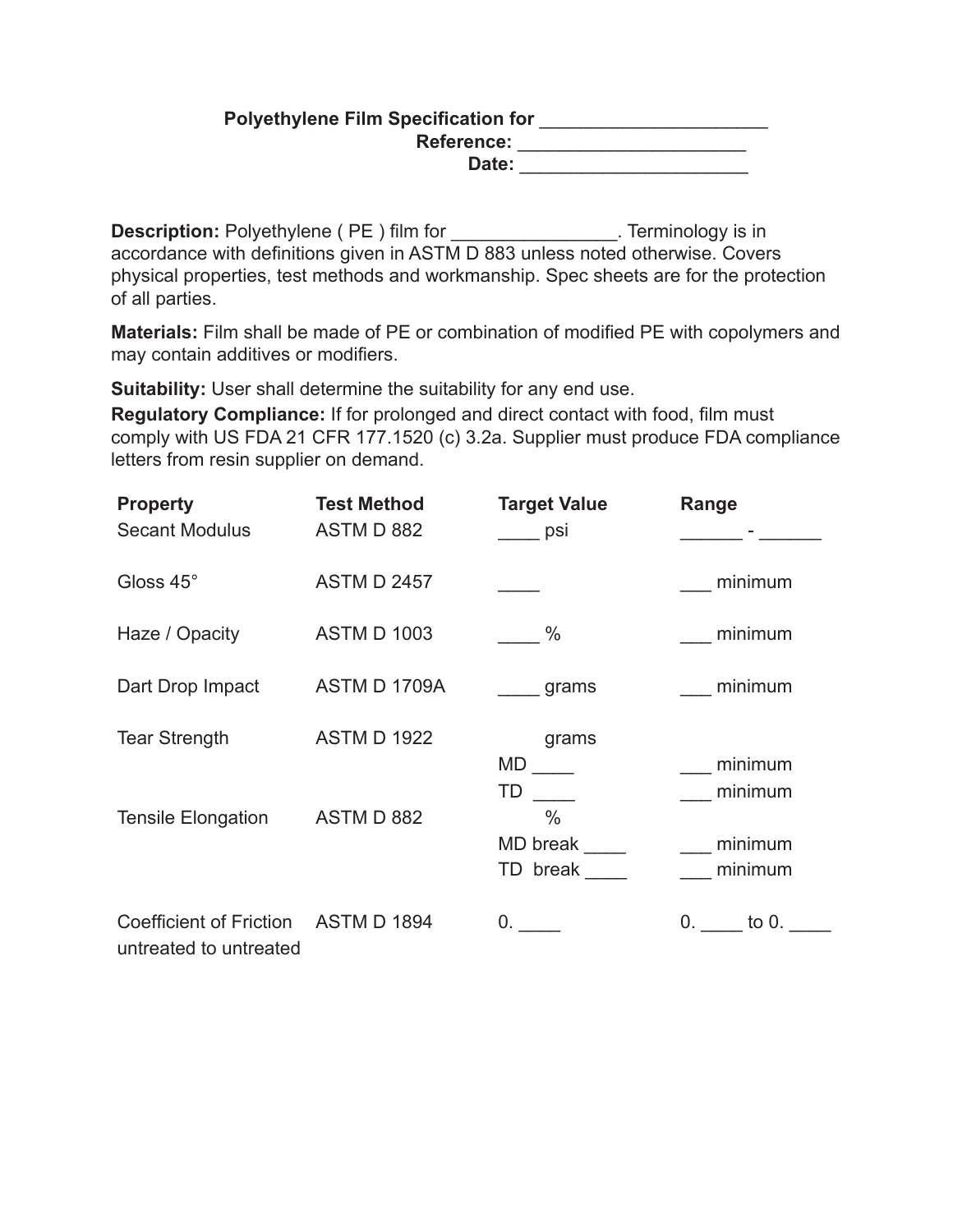**Polyethylene Film Specification for ______________________**
**Reference: ______________________**
**Date: ______________________**

**Description:** Polyethylene ( PE ) film for ________________. Terminology is in accordance with definitions given in ASTM D 883 unless noted otherwise. Covers physical properties, test methods and workmanship. Spec sheets are for the protection of all parties.

**Materials:** Film shall be made of PE or combination of modified PE with copolymers and may contain additives or modifiers.

**Suitability:** User shall determine the suitability for any end use.

**Regulatory Compliance:** If for prolonged and direct contact with food, film must comply with US FDA 21 CFR 177.1520 (c) 3.2a. Supplier must produce FDA compliance letters from resin supplier on demand.

| Property | Test Method | Target Value | Range |
|---|---|---|---|
| Secant Modulus | ASTM D 882 | ____ psi | ______ - ______ |
| Gloss 45° | ASTM D 2457 | ____ | ___ minimum |
| Haze / Opacity | ASTM D 1003 | ____ % | ___ minimum |
| Dart Drop Impact | ASTM D 1709A | ____ grams | ___ minimum |
| Tear Strength | ASTM D 1922 | grams | |
| | | MD ____ | ___ minimum |
| | | TD ____ | ___ minimum |
| Tensile Elongation | ASTM D 882 | % | |
| | | MD break ____ | ___ minimum |
| | | TD break ____ | ___ minimum |
| Coefficient of Friction untreated to untreated | ASTM D 1894 | 0. ____ | 0. ____ to 0. ____ |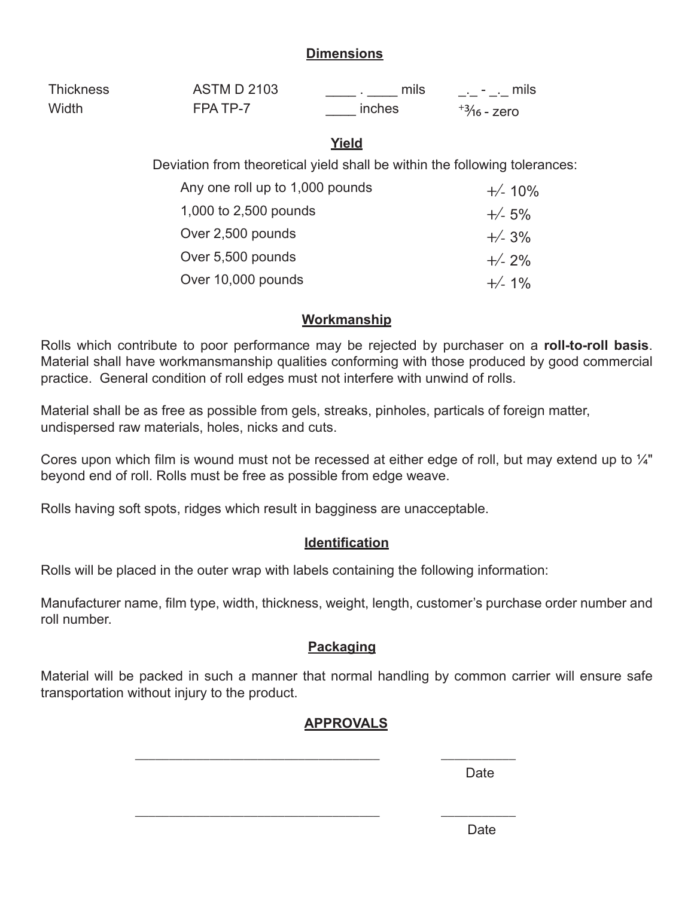## Dimensions

| | | | |
|---|---|---|---|
| Thickness | ASTM D 2103 | ____ . ____ mils | _._ - _._ mils |
| Width | FPA TP-7 | ____ inches | +3⁄16 - zero |

## Yield

Deviation from theoretical yield shall be within the following tolerances:

| | |
|---|---|
| Any one roll up to 1,000 pounds | +⁄- 10% |
| 1,000 to 2,500 pounds | +⁄- 5% |
| Over 2,500 pounds | +⁄- 3% |
| Over 5,500 pounds | +⁄- 2% |
| Over 10,000 pounds | +⁄- 1% |

## Workmanship

Rolls which contribute to poor performance may be rejected by purchaser on a **roll-to-roll basis**. Material shall have workmansmanship qualities conforming with those produced by good commercial practice. General condition of roll edges must not interfere with unwind of rolls.

Material shall be as free as possible from gels, streaks, pinholes, particals of foreign matter, undispersed raw materials, holes, nicks and cuts.

Cores upon which film is wound must not be recessed at either edge of roll, but may extend up to ¼" beyond end of roll. Rolls must be free as possible from edge weave.

Rolls having soft spots, ridges which result in bagginess are unacceptable.

## Identification

Rolls will be placed in the outer wrap with labels containing the following information:

Manufacturer name, film type, width, thickness, weight, length, customer's purchase order number and roll number.

## Packaging

Material will be packed in such a manner that normal handling by common carrier will ensure safe transportation without injury to the product.

## APPROVALS

_________________________________ __________
Date

_________________________________ __________
Date